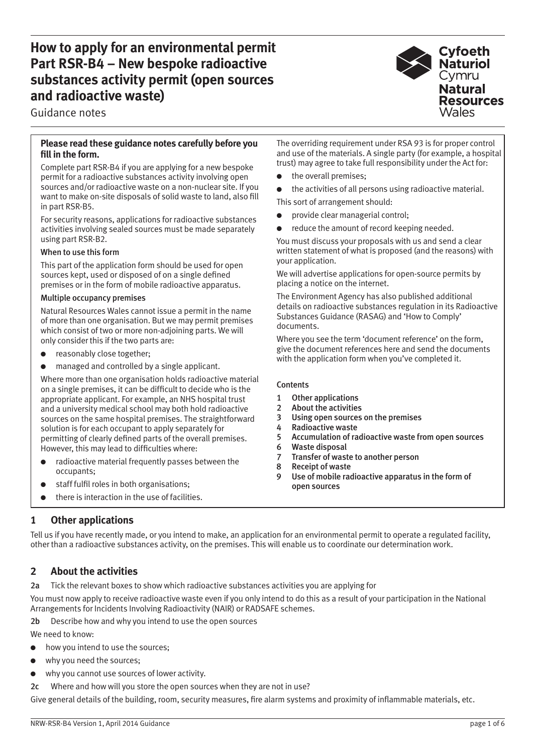# How to apply for an environmental permit Part RSR-B4 – New bespoke radioactive substances activity permit (open sources and radioactive waste)

Guidance notes

**Please read these guidance notes carefully before you fill in the form.**

Complete part RSR-B4 if you are applying for a new bespoke permit for a radioactive substances activity involving open sources and/or radioactive waste on a non-nuclear site. If you want to make on-site disposals of solid waste to land, also fill in part RSR-B5.

For security reasons, applications for radioactive substances activities involving sealed sources must be made separately using part RSR-B2.

**When to use this form**

This part of the application form should be used for open sources kept, used or disposed of on a single defined premises or in the form of mobile radioactive apparatus.

**Multiple occupancy premises**

Natural Resources Wales cannot issue a permit in the name of more than one organisation. But we may permit premises which consist of two or more non-adjoining parts. We will only consider this if the two parts are:

- reasonably close together;
- managed and controlled by a single applicant.

Where more than one organisation holds radioactive material on a single premises, it can be difficult to decide who is the appropriate applicant. For example, an NHS hospital trust and a university medical school may both hold radioactive sources on the same hospital premises. The straightforward solution is for each occupant to apply separately for permitting of clearly defined parts of the overall premises. However, this may lead to difficulties where:

- radioactive material frequently passes between the occupants;
- staff fulfil roles in both organisations;
- there is interaction in the use of facilities.

The overriding requirement under RSA 93 is for proper control and use of the materials. A single party (for example, a hospital trust) may agree to take full responsibility under the Act for:

- the overall premises;
- the activities of all persons using radioactive material.

This sort of arrangement should:

- provide clear managerial control;
- reduce the amount of record keeping needed.

You must discuss your proposals with us and send a clear written statement of what is proposed (and the reasons) with your application.

We will advertise applications for open-source permits by placing a notice on the internet.

The Environment Agency has also published additional details on radioactive substances regulation in its Radioactive Substances Guidance (RASAG) and 'How to Comply' documents.

Where you see the term 'document reference' on the form, give the document references here and send the documents with the application form when you've completed it.

**Contents**

1. Other applications
2. About the activities
3. Using open sources on the premises
4. Radioactive waste
5. Accumulation of radioactive waste from open sources
6. Waste disposal
7. Transfer of waste to another person
8. Receipt of waste
9. Use of mobile radioactive apparatus in the form of open sources

## 1 Other applications

Tell us if you have recently made, or you intend to make, an application for an environmental permit to operate a regulated facility, other than a radioactive substances activity, on the premises. This will enable us to coordinate our determination work.

## 2 About the activities

**2a** Tick the relevant boxes to show which radioactive substances activities you are applying for

You must now apply to receive radioactive waste even if you only intend to do this as a result of your participation in the National Arrangements for Incidents Involving Radioactivity (NAIR) or RADSAFE schemes.

**2b** Describe how and why you intend to use the open sources

We need to know:

- how you intend to use the sources;
- why you need the sources;
- why you cannot use sources of lower activity.

**2c** Where and how will you store the open sources when they are not in use?

Give general details of the building, room, security measures, fire alarm systems and proximity of inflammable materials, etc.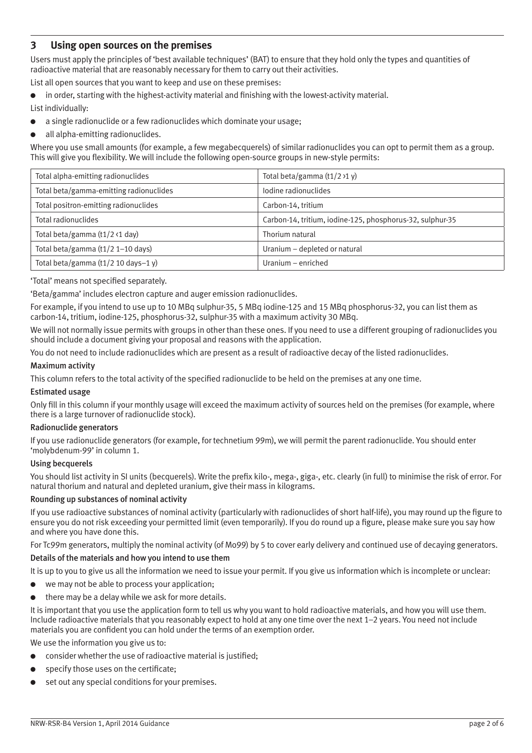## 3 Using open sources on the premises

Users must apply the principles of 'best available techniques' (BAT) to ensure that they hold only the types and quantities of radioactive material that are reasonably necessary for them to carry out their activities.

List all open sources that you want to keep and use on these premises:

- in order, starting with the highest-activity material and finishing with the lowest-activity material.

List individually:

- a single radionuclide or a few radionuclides which dominate your usage;
- all alpha-emitting radionuclides.

Where you use small amounts (for example, a few megabecquerels) of similar radionuclides you can opt to permit them as a group. This will give you flexibility. We will include the following open-source groups in new-style permits:

| | |
|---|---|
| Total alpha-emitting radionuclides | Total beta/gamma ($t1/2 > 1$ y) |
| Total beta/gamma-emitting radionuclides | Iodine radionuclides |
| Total positron-emitting radionuclides | Carbon-14, tritium |
| Total radionuclides | Carbon-14, tritium, iodine-125, phosphorus-32, sulphur-35 |
| Total beta/gamma ($t1/2 < 1$ day) | Thorium natural |
| Total beta/gamma ($t1/2$ 1–10 days) | Uranium – depleted or natural |
| Total beta/gamma ($t1/2$ 10 days–1 y) | Uranium – enriched |

'Total' means not specified separately.

'Beta/gamma' includes electron capture and auger emission radionuclides.

For example, if you intend to use up to 10 MBq sulphur-35, 5 MBq iodine-125 and 15 MBq phosphorus-32, you can list them as carbon-14, tritium, iodine-125, phosphorus-32, sulphur-35 with a maximum activity 30 MBq.

We will not normally issue permits with groups in other than these ones. If you need to use a different grouping of radionuclides you should include a document giving your proposal and reasons with the application.

You do not need to include radionuclides which are present as a result of radioactive decay of the listed radionuclides.

### Maximum activity

This column refers to the total activity of the specified radionuclide to be held on the premises at any one time.

### Estimated usage

Only fill in this column if your monthly usage will exceed the maximum activity of sources held on the premises (for example, where there is a large turnover of radionuclide stock).

### Radionuclide generators

If you use radionuclide generators (for example, for technetium 99m), we will permit the parent radionuclide. You should enter 'molybdenum-99' in column 1.

### Using becquerels

You should list activity in SI units (becquerels). Write the prefix kilo-, mega-, giga-, etc. clearly (in full) to minimise the risk of error. For natural thorium and natural and depleted uranium, give their mass in kilograms.

### Rounding up substances of nominal activity

If you use radioactive substances of nominal activity (particularly with radionuclides of short half-life), you may round up the figure to ensure you do not risk exceeding your permitted limit (even temporarily). If you do round up a figure, please make sure you say how and where you have done this.

For Tc99m generators, multiply the nominal activity (of Mo99) by 5 to cover early delivery and continued use of decaying generators.

### Details of the materials and how you intend to use them

It is up to you to give us all the information we need to issue your permit. If you give us information which is incomplete or unclear:

- we may not be able to process your application;
- there may be a delay while we ask for more details.

It is important that you use the application form to tell us why you want to hold radioactive materials, and how you will use them. Include radioactive materials that you reasonably expect to hold at any one time over the next 1–2 years. You need not include materials you are confident you can hold under the terms of an exemption order.

We use the information you give us to:

- consider whether the use of radioactive material is justified;
- specify those uses on the certificate;
- set out any special conditions for your premises.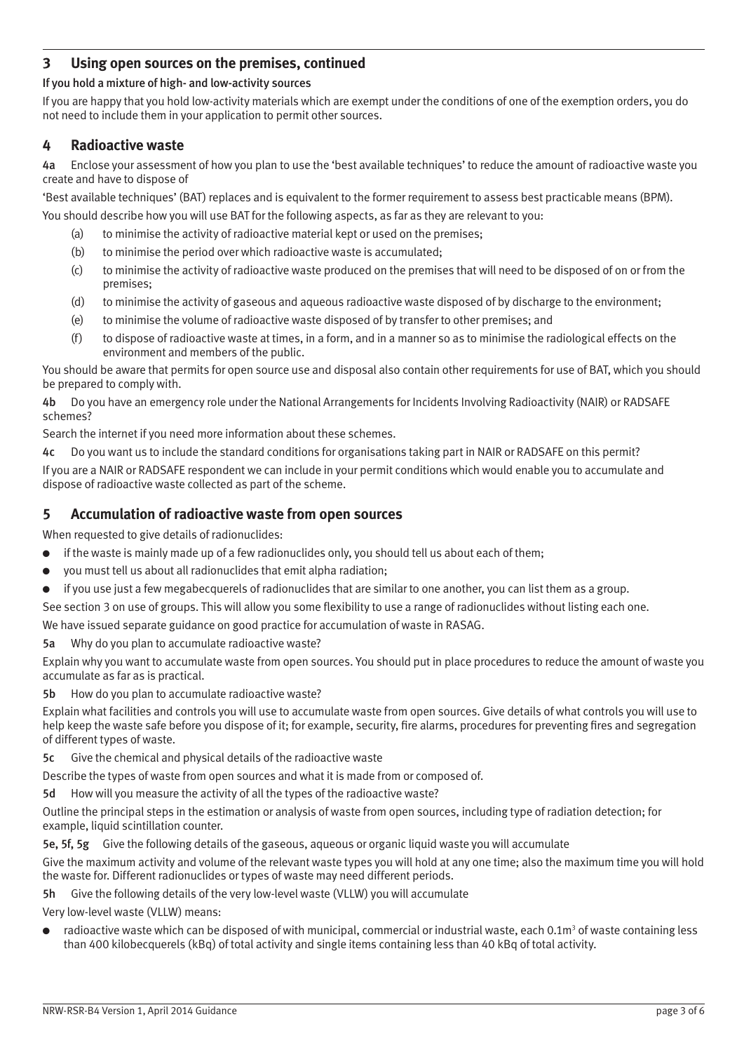## 3 Using open sources on the premises, continued

**If you hold a mixture of high- and low-activity sources**

If you are happy that you hold low-activity materials which are exempt under the conditions of one of the exemption orders, you do not need to include them in your application to permit other sources.

## 4 Radioactive waste

**4a** Enclose your assessment of how you plan to use the 'best available techniques' to reduce the amount of radioactive waste you create and have to dispose of

'Best available techniques' (BAT) replaces and is equivalent to the former requirement to assess best practicable means (BPM).

You should describe how you will use BAT for the following aspects, as far as they are relevant to you:

(a) to minimise the activity of radioactive material kept or used on the premises;

(b) to minimise the period over which radioactive waste is accumulated;

(c) to minimise the activity of radioactive waste produced on the premises that will need to be disposed of on or from the premises;

(d) to minimise the activity of gaseous and aqueous radioactive waste disposed of by discharge to the environment;

(e) to minimise the volume of radioactive waste disposed of by transfer to other premises; and

(f) to dispose of radioactive waste at times, in a form, and in a manner so as to minimise the radiological effects on the environment and members of the public.

You should be aware that permits for open source use and disposal also contain other requirements for use of BAT, which you should be prepared to comply with.

**4b** Do you have an emergency role under the National Arrangements for Incidents Involving Radioactivity (NAIR) or RADSAFE schemes?

Search the internet if you need more information about these schemes.

**4c** Do you want us to include the standard conditions for organisations taking part in NAIR or RADSAFE on this permit?

If you are a NAIR or RADSAFE respondent we can include in your permit conditions which would enable you to accumulate and dispose of radioactive waste collected as part of the scheme.

## 5 Accumulation of radioactive waste from open sources

When requested to give details of radionuclides:

- if the waste is mainly made up of a few radionuclides only, you should tell us about each of them;
- you must tell us about all radionuclides that emit alpha radiation;
- if you use just a few megabecquerels of radionuclides that are similar to one another, you can list them as a group.

See section 3 on use of groups. This will allow you some flexibility to use a range of radionuclides without listing each one.

We have issued separate guidance on good practice for accumulation of waste in RASAG.

**5a** Why do you plan to accumulate radioactive waste?

Explain why you want to accumulate waste from open sources. You should put in place procedures to reduce the amount of waste you accumulate as far as is practical.

**5b** How do you plan to accumulate radioactive waste?

Explain what facilities and controls you will use to accumulate waste from open sources. Give details of what controls you will use to help keep the waste safe before you dispose of it; for example, security, fire alarms, procedures for preventing fires and segregation of different types of waste.

**5c** Give the chemical and physical details of the radioactive waste

Describe the types of waste from open sources and what it is made from or composed of.

**5d** How will you measure the activity of all the types of the radioactive waste?

Outline the principal steps in the estimation or analysis of waste from open sources, including type of radiation detection; for example, liquid scintillation counter.

**5e, 5f, 5g** Give the following details of the gaseous, aqueous or organic liquid waste you will accumulate

Give the maximum activity and volume of the relevant waste types you will hold at any one time; also the maximum time you will hold the waste for. Different radionuclides or types of waste may need different periods.

**5h** Give the following details of the very low-level waste (VLLW) you will accumulate

Very low-level waste (VLLW) means:

- radioactive waste which can be disposed of with municipal, commercial or industrial waste, each $0.1m^3$ of waste containing less than 400 kilobecquerels (kBq) of total activity and single items containing less than 40 kBq of total activity.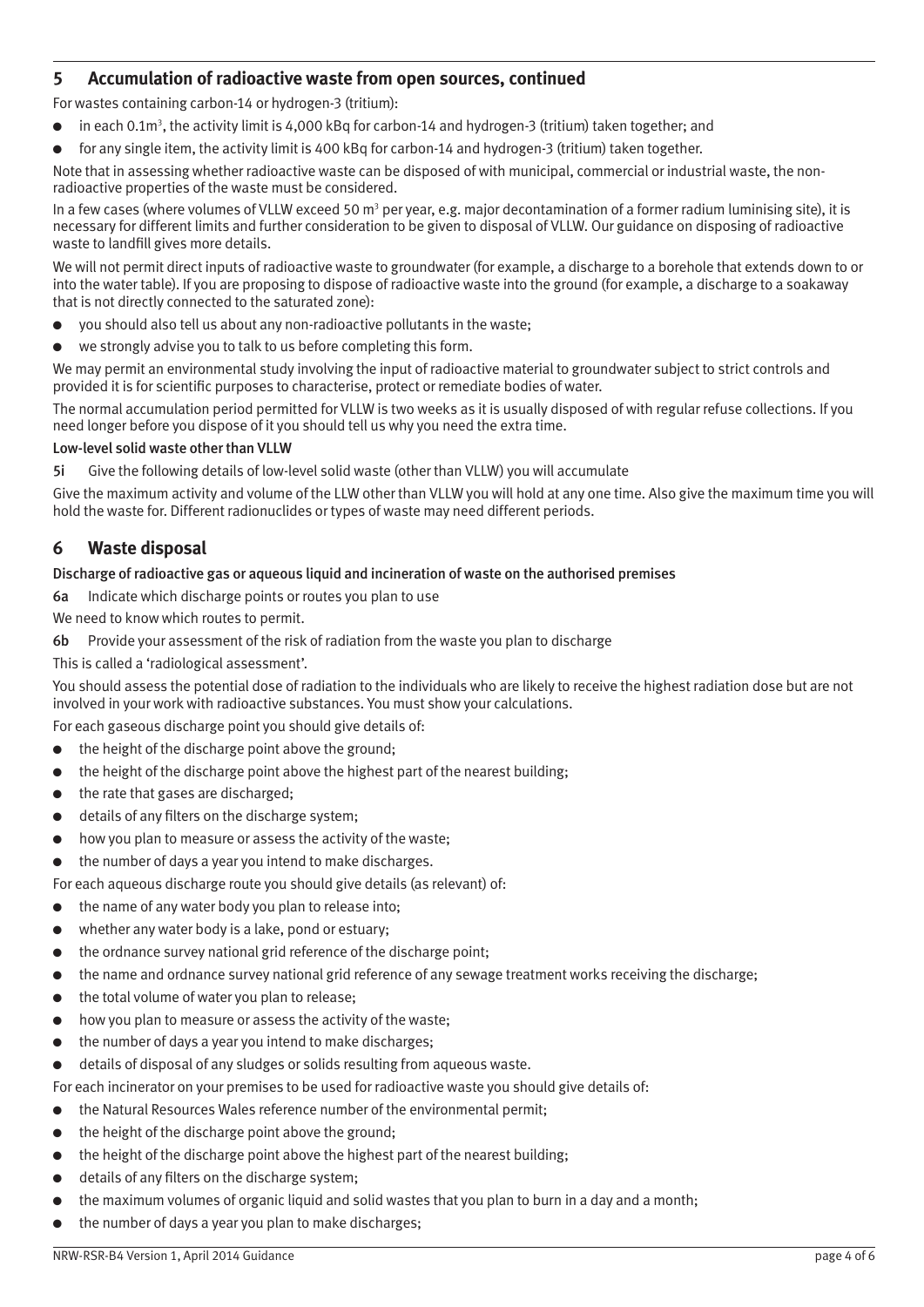## 5 Accumulation of radioactive waste from open sources, continued

For wastes containing carbon-14 or hydrogen-3 (tritium):

- in each $0.1m^3$, the activity limit is 4,000 kBq for carbon-14 and hydrogen-3 (tritium) taken together; and
- for any single item, the activity limit is 400 kBq for carbon-14 and hydrogen-3 (tritium) taken together.

Note that in assessing whether radioactive waste can be disposed of with municipal, commercial or industrial waste, the non-radioactive properties of the waste must be considered.

In a few cases (where volumes of VLLW exceed 50 $m^3$ per year, e.g. major decontamination of a former radium luminising site), it is necessary for different limits and further consideration to be given to disposal of VLLW. Our guidance on disposing of radioactive waste to landfill gives more details.

We will not permit direct inputs of radioactive waste to groundwater (for example, a discharge to a borehole that extends down to or into the water table). If you are proposing to dispose of radioactive waste into the ground (for example, a discharge to a soakaway that is not directly connected to the saturated zone):

- you should also tell us about any non-radioactive pollutants in the waste;
- we strongly advise you to talk to us before completing this form.

We may permit an environmental study involving the input of radioactive material to groundwater subject to strict controls and provided it is for scientific purposes to characterise, protect or remediate bodies of water.

The normal accumulation period permitted for VLLW is two weeks as it is usually disposed of with regular refuse collections. If you need longer before you dispose of it you should tell us why you need the extra time.

**Low-level solid waste other than VLLW**

**5i** Give the following details of low-level solid waste (other than VLLW) you will accumulate

Give the maximum activity and volume of the LLW other than VLLW you will hold at any one time. Also give the maximum time you will hold the waste for. Different radionuclides or types of waste may need different periods.

## 6 Waste disposal

**Discharge of radioactive gas or aqueous liquid and incineration of waste on the authorised premises**

**6a** Indicate which discharge points or routes you plan to use

We need to know which routes to permit.

**6b** Provide your assessment of the risk of radiation from the waste you plan to discharge

This is called a 'radiological assessment'.

You should assess the potential dose of radiation to the individuals who are likely to receive the highest radiation dose but are not involved in your work with radioactive substances. You must show your calculations.

For each gaseous discharge point you should give details of:

- the height of the discharge point above the ground;
- the height of the discharge point above the highest part of the nearest building;
- the rate that gases are discharged;
- details of any filters on the discharge system;
- how you plan to measure or assess the activity of the waste;
- the number of days a year you intend to make discharges.

For each aqueous discharge route you should give details (as relevant) of:

- the name of any water body you plan to release into;
- whether any water body is a lake, pond or estuary;
- the ordnance survey national grid reference of the discharge point;
- the name and ordnance survey national grid reference of any sewage treatment works receiving the discharge;
- the total volume of water you plan to release;
- how you plan to measure or assess the activity of the waste;
- the number of days a year you intend to make discharges;
- details of disposal of any sludges or solids resulting from aqueous waste.

For each incinerator on your premises to be used for radioactive waste you should give details of:

- the Natural Resources Wales reference number of the environmental permit;
- the height of the discharge point above the ground;
- the height of the discharge point above the highest part of the nearest building;
- details of any filters on the discharge system;
- the maximum volumes of organic liquid and solid wastes that you plan to burn in a day and a month;
- the number of days a year you plan to make discharges;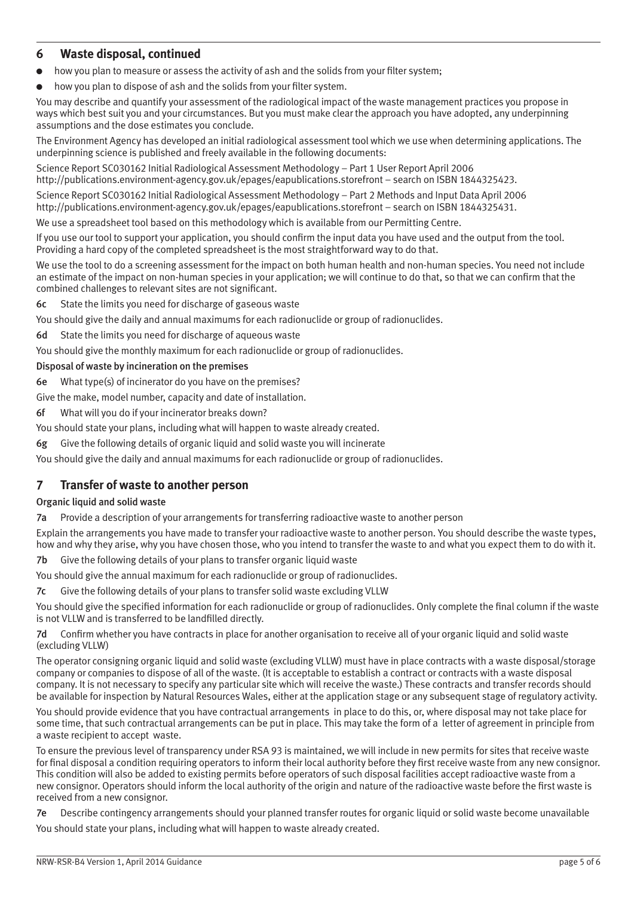## 6 Waste disposal, continued

- how you plan to measure or assess the activity of ash and the solids from your filter system;
- how you plan to dispose of ash and the solids from your filter system.

You may describe and quantify your assessment of the radiological impact of the waste management practices you propose in ways which best suit you and your circumstances. But you must make clear the approach you have adopted, any underpinning assumptions and the dose estimates you conclude.

The Environment Agency has developed an initial radiological assessment tool which we use when determining applications. The underpinning science is published and freely available in the following documents:

Science Report SC030162 Initial Radiological Assessment Methodology – Part 1 User Report April 2006
http://publications.environment-agency.gov.uk/epages/eapublications.storefront – search on ISBN 1844325423.

Science Report SC030162 Initial Radiological Assessment Methodology – Part 2 Methods and Input Data April 2006
http://publications.environment-agency.gov.uk/epages/eapublications.storefront – search on ISBN 1844325431.

We use a spreadsheet tool based on this methodology which is available from our Permitting Centre.

If you use our tool to support your application, you should confirm the input data you have used and the output from the tool. Providing a hard copy of the completed spreadsheet is the most straightforward way to do that.

We use the tool to do a screening assessment for the impact on both human health and non-human species. You need not include an estimate of the impact on non-human species in your application; we will continue to do that, so that we can confirm that the combined challenges to relevant sites are not significant.

**6c** State the limits you need for discharge of gaseous waste

You should give the daily and annual maximums for each radionuclide or group of radionuclides.

**6d** State the limits you need for discharge of aqueous waste

You should give the monthly maximum for each radionuclide or group of radionuclides.

### Disposal of waste by incineration on the premises

**6e** What type(s) of incinerator do you have on the premises?

Give the make, model number, capacity and date of installation.

**6f** What will you do if your incinerator breaks down?

You should state your plans, including what will happen to waste already created.

**6g** Give the following details of organic liquid and solid waste you will incinerate

You should give the daily and annual maximums for each radionuclide or group of radionuclides.

## 7 Transfer of waste to another person

### Organic liquid and solid waste

**7a** Provide a description of your arrangements for transferring radioactive waste to another person

Explain the arrangements you have made to transfer your radioactive waste to another person. You should describe the waste types, how and why they arise, why you have chosen those, who you intend to transfer the waste to and what you expect them to do with it.

**7b** Give the following details of your plans to transfer organic liquid waste

You should give the annual maximum for each radionuclide or group of radionuclides.

**7c** Give the following details of your plans to transfer solid waste excluding VLLW

You should give the specified information for each radionuclide or group of radionuclides. Only complete the final column if the waste is not VLLW and is transferred to be landfilled directly.

**7d** Confirm whether you have contracts in place for another organisation to receive all of your organic liquid and solid waste (excluding VLLW)

The operator consigning organic liquid and solid waste (excluding VLLW) must have in place contracts with a waste disposal/storage company or companies to dispose of all of the waste. (It is acceptable to establish a contract or contracts with a waste disposal company. It is not necessary to specify any particular site which will receive the waste.) These contracts and transfer records should be available for inspection by Natural Resources Wales, either at the application stage or any subsequent stage of regulatory activity.

You should provide evidence that you have contractual arrangements in place to do this, or, where disposal may not take place for some time, that such contractual arrangements can be put in place. This may take the form of a letter of agreement in principle from a waste recipient to accept waste.

To ensure the previous level of transparency under RSA 93 is maintained, we will include in new permits for sites that receive waste for final disposal a condition requiring operators to inform their local authority before they first receive waste from any new consignor. This condition will also be added to existing permits before operators of such disposal facilities accept radioactive waste from a new consignor. Operators should inform the local authority of the origin and nature of the radioactive waste before the first waste is received from a new consignor.

**7e** Describe contingency arrangements should your planned transfer routes for organic liquid or solid waste become unavailable

You should state your plans, including what will happen to waste already created.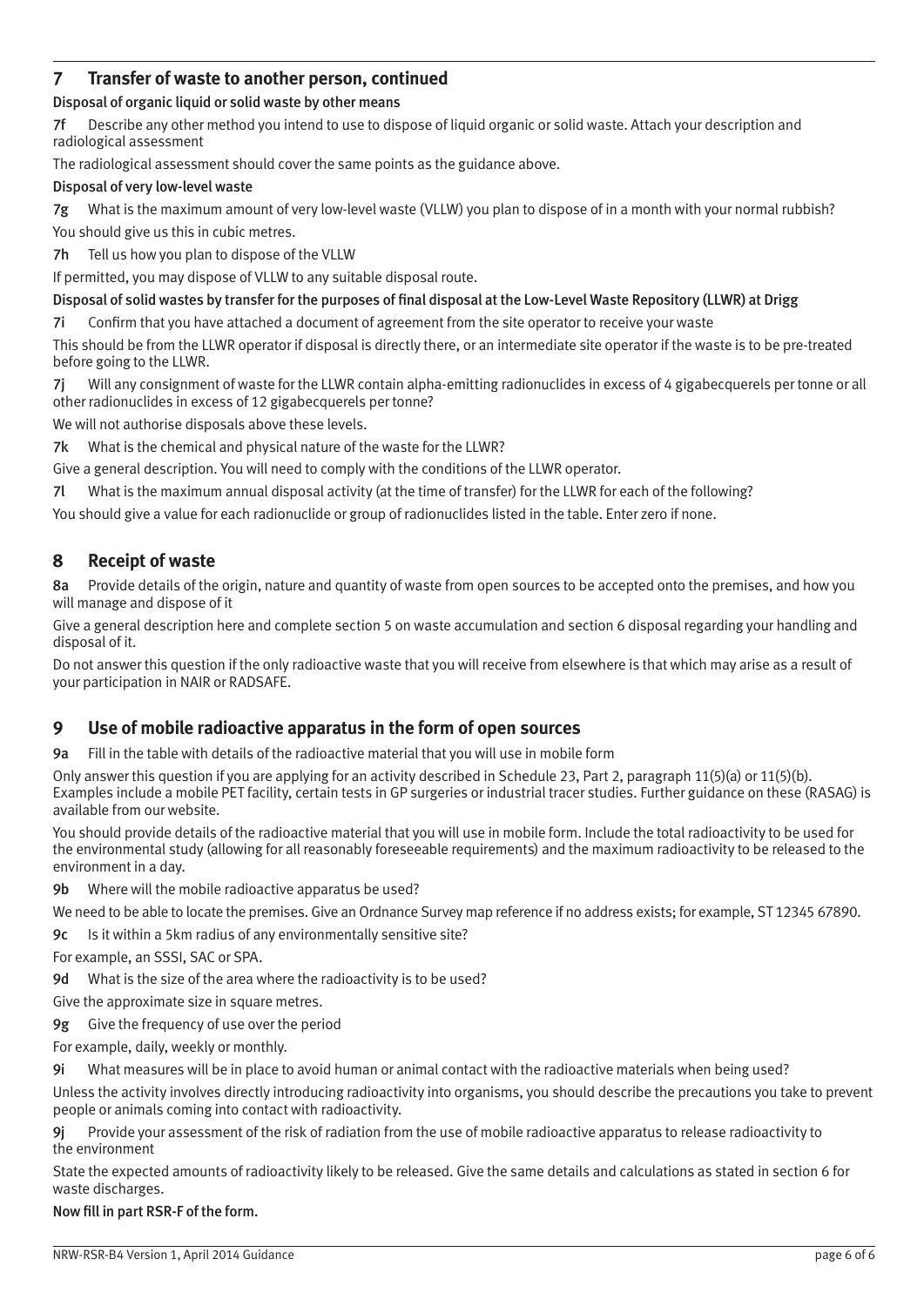## 7 Transfer of waste to another person, continued

**Disposal of organic liquid or solid waste by other means**

**7f** Describe any other method you intend to use to dispose of liquid organic or solid waste. Attach your description and radiological assessment

The radiological assessment should cover the same points as the guidance above.

**Disposal of very low-level waste**

**7g** What is the maximum amount of very low-level waste (VLLW) you plan to dispose of in a month with your normal rubbish?

You should give us this in cubic metres.

**7h** Tell us how you plan to dispose of the VLLW

If permitted, you may dispose of VLLW to any suitable disposal route.

**Disposal of solid wastes by transfer for the purposes of final disposal at the Low-Level Waste Repository (LLWR) at Drigg**

**7i** Confirm that you have attached a document of agreement from the site operator to receive your waste

This should be from the LLWR operator if disposal is directly there, or an intermediate site operator if the waste is to be pre-treated before going to the LLWR.

**7j** Will any consignment of waste for the LLWR contain alpha-emitting radionuclides in excess of 4 gigabecquerels per tonne or all other radionuclides in excess of 12 gigabecquerels per tonne?

We will not authorise disposals above these levels.

**7k** What is the chemical and physical nature of the waste for the LLWR?

Give a general description. You will need to comply with the conditions of the LLWR operator.

**7l** What is the maximum annual disposal activity (at the time of transfer) for the LLWR for each of the following?

You should give a value for each radionuclide or group of radionuclides listed in the table. Enter zero if none.

## 8 Receipt of waste

**8a** Provide details of the origin, nature and quantity of waste from open sources to be accepted onto the premises, and how you will manage and dispose of it

Give a general description here and complete section 5 on waste accumulation and section 6 disposal regarding your handling and disposal of it.

Do not answer this question if the only radioactive waste that you will receive from elsewhere is that which may arise as a result of your participation in NAIR or RADSAFE.

## 9 Use of mobile radioactive apparatus in the form of open sources

**9a** Fill in the table with details of the radioactive material that you will use in mobile form

Only answer this question if you are applying for an activity described in Schedule 23, Part 2, paragraph 11(5)(a) or 11(5)(b). Examples include a mobile PET facility, certain tests in GP surgeries or industrial tracer studies. Further guidance on these (RASAG) is available from our website.

You should provide details of the radioactive material that you will use in mobile form. Include the total radioactivity to be used for the environmental study (allowing for all reasonably foreseeable requirements) and the maximum radioactivity to be released to the environment in a day.

**9b** Where will the mobile radioactive apparatus be used?

We need to be able to locate the premises. Give an Ordnance Survey map reference if no address exists; for example, ST 12345 67890.

**9c** Is it within a 5km radius of any environmentally sensitive site?

For example, an SSSI, SAC or SPA.

**9d** What is the size of the area where the radioactivity is to be used?

Give the approximate size in square metres.

**9g** Give the frequency of use over the period

For example, daily, weekly or monthly.

**9i** What measures will be in place to avoid human or animal contact with the radioactive materials when being used?

Unless the activity involves directly introducing radioactivity into organisms, you should describe the precautions you take to prevent people or animals coming into contact with radioactivity.

**9j** Provide your assessment of the risk of radiation from the use of mobile radioactive apparatus to release radioactivity to the environment

State the expected amounts of radioactivity likely to be released. Give the same details and calculations as stated in section 6 for waste discharges.

**Now fill in part RSR-F of the form.**